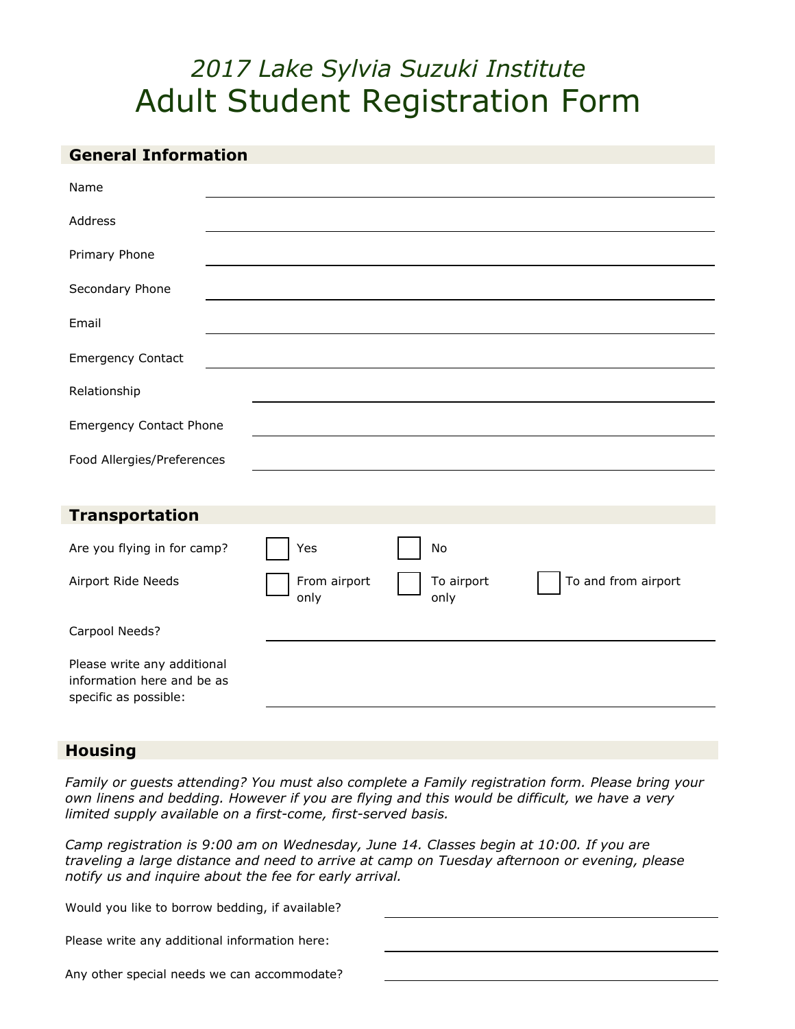# *2017 Lake Sylvia Suzuki Institute*
# Adult Student Registration Form

## General Information

Name ______________________

Address ______________________

Primary Phone ______________________

Secondary Phone ______________________

Email ______________________

Emergency Contact ______________________

Relationship ______________________

Emergency Contact Phone ______________________

Food Allergies/Preferences ______________________

## Transportation

Are you flying in for camp? ☐ Yes ☐ No

Airport Ride Needs ☐ From airport only ☐ To airport only ☐ To and from airport

Carpool Needs? ______________________

Please write any additional information here and be as specific as possible: ______________________

## Housing

*Family or guests attending? You must also complete a Family registration form. Please bring your own linens and bedding. However if you are flying and this would be difficult, we have a very limited supply available on a first-come, first-served basis.*

*Camp registration is 9:00 am on Wednesday, June 14. Classes begin at 10:00. If you are traveling a large distance and need to arrive at camp on Tuesday afternoon or evening, please notify us and inquire about the fee for early arrival.*

Would you like to borrow bedding, if available? ______________________

Please write any additional information here: ______________________

Any other special needs we can accommodate? ______________________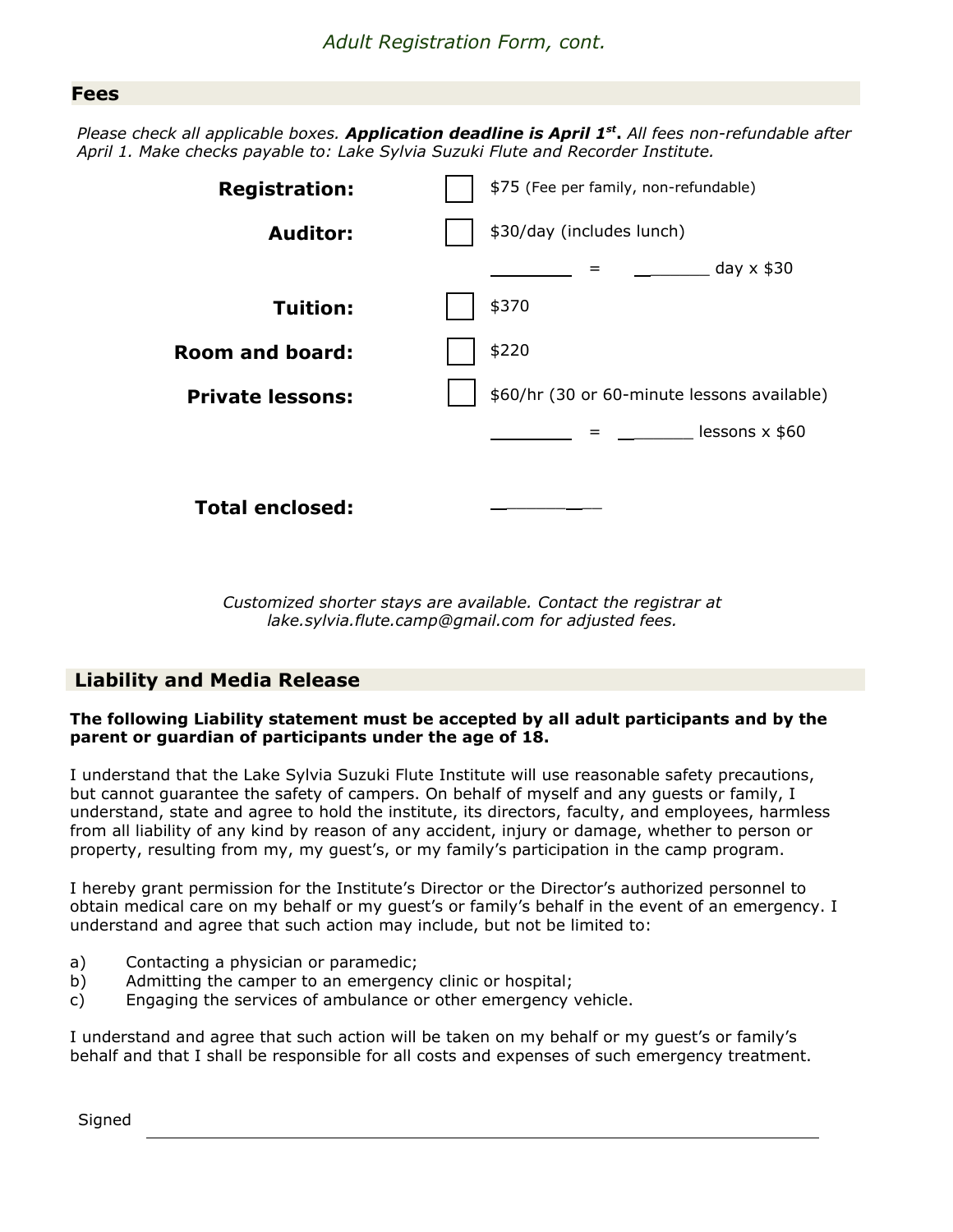*Adult Registration Form, cont.*

## Fees

*Please check all applicable boxes.* ***Application deadline is April 1st.*** *All fees non-refundable after April 1. Make checks payable to: Lake Sylvia Suzuki Flute and Recorder Institute.*

| | | |
|---|---|---|
| **Registration:** | ☐ | $75 (Fee per family, non-refundable) |
| **Auditor:** | ☐ | $30/day (includes lunch) |
| | | ________ = ________ day x $30 |
| **Tuition:** | ☐ | $370 |
| **Room and board:** | ☐ | $220 |
| **Private lessons:** | ☐ | $60/hr (30 or 60-minute lessons available) |
| | | ________ = ________ lessons x $60 |
| **Total enclosed:** | | ________ |

*Customized shorter stays are available. Contact the registrar at lake.sylvia.flute.camp@gmail.com for adjusted fees.*

## Liability and Media Release

**The following Liability statement must be accepted by all adult participants and by the parent or guardian of participants under the age of 18.**

I understand that the Lake Sylvia Suzuki Flute Institute will use reasonable safety precautions, but cannot guarantee the safety of campers. On behalf of myself and any guests or family, I understand, state and agree to hold the institute, its directors, faculty, and employees, harmless from all liability of any kind by reason of any accident, injury or damage, whether to person or property, resulting from my, my guest's, or my family's participation in the camp program.

I hereby grant permission for the Institute's Director or the Director's authorized personnel to obtain medical care on my behalf or my guest's or family's behalf in the event of an emergency. I understand and agree that such action may include, but not be limited to:

a) Contacting a physician or paramedic;
b) Admitting the camper to an emergency clinic or hospital;
c) Engaging the services of ambulance or other emergency vehicle.

I understand and agree that such action will be taken on my behalf or my guest's or family's behalf and that I shall be responsible for all costs and expenses of such emergency treatment.

Signed ______________________________________________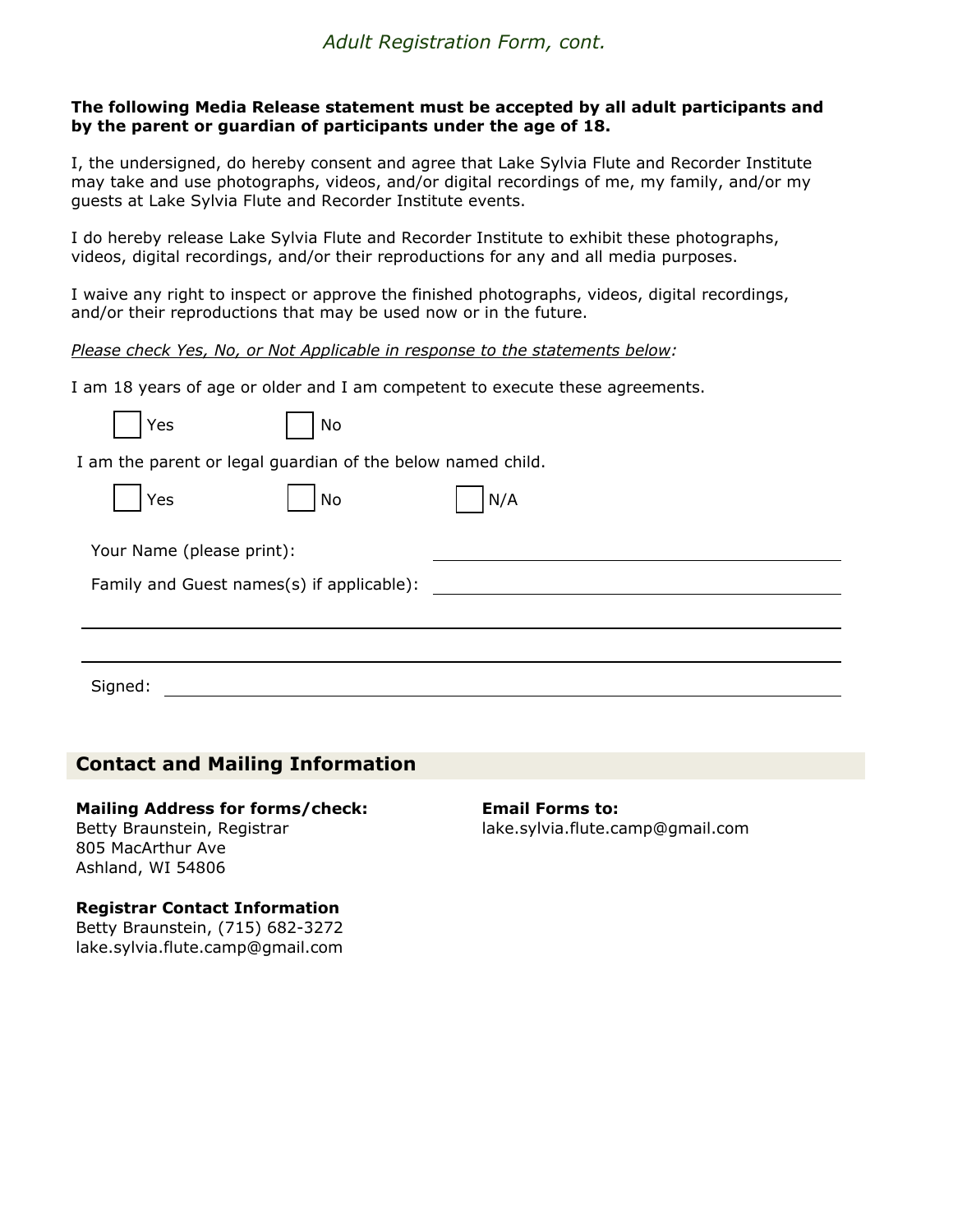*Adult Registration Form, cont.*

**The following Media Release statement must be accepted by all adult participants and by the parent or guardian of participants under the age of 18.**

I, the undersigned, do hereby consent and agree that Lake Sylvia Flute and Recorder Institute may take and use photographs, videos, and/or digital recordings of me, my family, and/or my guests at Lake Sylvia Flute and Recorder Institute events.

I do hereby release Lake Sylvia Flute and Recorder Institute to exhibit these photographs, videos, digital recordings, and/or their reproductions for any and all media purposes.

I waive any right to inspect or approve the finished photographs, videos, digital recordings, and/or their reproductions that may be used now or in the future.

*Please check Yes, No, or Not Applicable in response to the statements below:*

I am 18 years of age or older and I am competent to execute these agreements.

☐ Yes ☐ No

I am the parent or legal guardian of the below named child.

☐ Yes ☐ No ☐ N/A

Your Name (please print): ______________________________

Family and Guest names(s) if applicable: ______________________________

______________________________

______________________________

Signed: ______________________________

## Contact and Mailing Information

**Mailing Address for forms/check:**
Betty Braunstein, Registrar
805 MacArthur Ave
Ashland, WI 54806

**Email Forms to:**
lake.sylvia.flute.camp@gmail.com

**Registrar Contact Information**
Betty Braunstein, (715) 682-3272
lake.sylvia.flute.camp@gmail.com